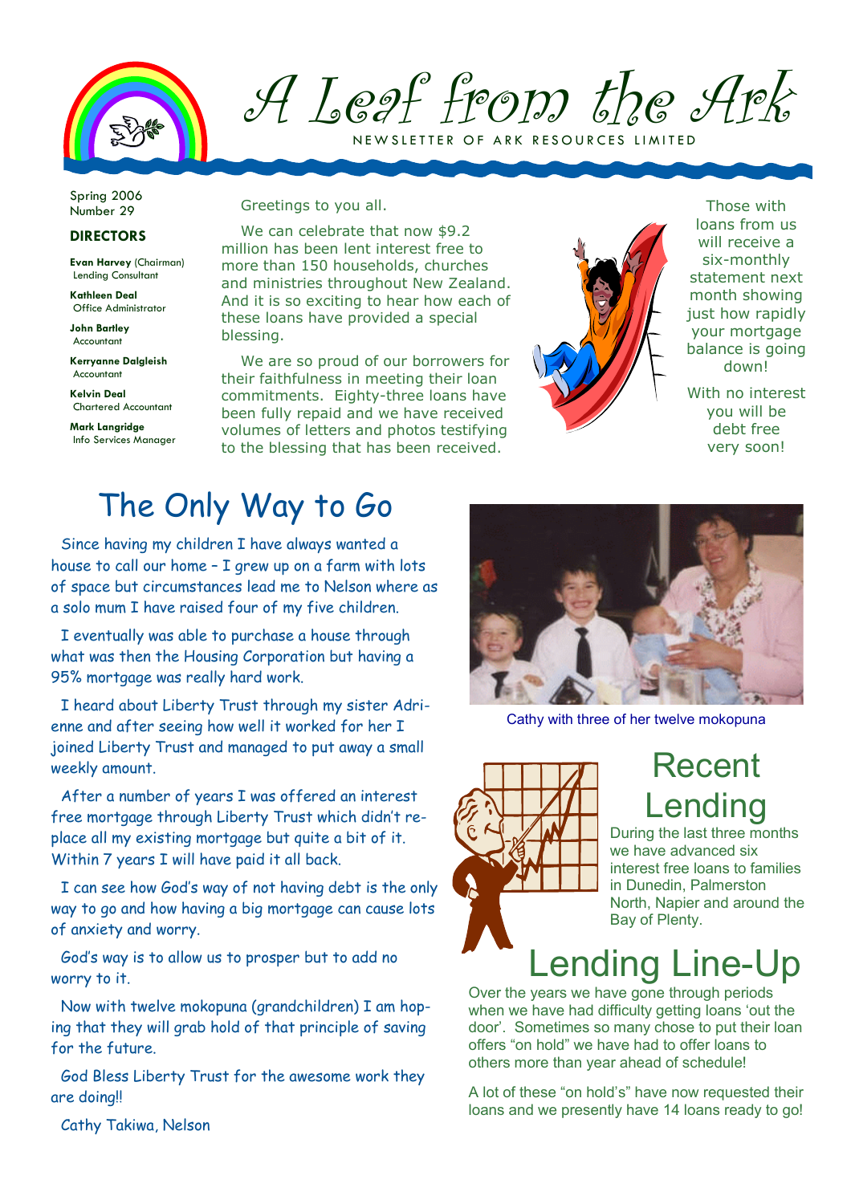# A Leaf from the Ark

NEWSLETTER OF ARK RESOURCES LIMITED

Spring 2006
Number 29

**DIRECTORS**

**Evan Harvey** (Chairman)
Lending Consultant

**Kathleen Deal**
Office Administrator

**John Bartley**
Accountant

**Kerryanne Dalgleish**
Accountant

**Kelvin Deal**
Chartered Accountant

**Mark Langridge**
Info Services Manager

Greetings to you all.

We can celebrate that now $9.2 million has been lent interest free to more than 150 households, churches and ministries throughout New Zealand. And it is so exciting to hear how each of these loans have provided a special blessing.

We are so proud of our borrowers for their faithfulness in meeting their loan commitments. Eighty-three loans have been fully repaid and we have received volumes of letters and photos testifying to the blessing that has been received.

Those with loans from us will receive a six-monthly statement next month showing just how rapidly your mortgage balance is going down!

With no interest you will be debt free very soon!

## The Only Way to Go

Since having my children I have always wanted a house to call our home – I grew up on a farm with lots of space but circumstances lead me to Nelson where as a solo mum I have raised four of my five children.

I eventually was able to purchase a house through what was then the Housing Corporation but having a 95% mortgage was really hard work.

I heard about Liberty Trust through my sister Adrienne and after seeing how well it worked for her I joined Liberty Trust and managed to put away a small weekly amount.

After a number of years I was offered an interest free mortgage through Liberty Trust which didn't replace all my existing mortgage but quite a bit of it. Within 7 years I will have paid it all back.

I can see how God's way of not having debt is the only way to go and how having a big mortgage can cause lots of anxiety and worry.

God's way is to allow us to prosper but to add no worry to it.

Now with twelve mokopuna (grandchildren) I am hoping that they will grab hold of that principle of saving for the future.

God Bless Liberty Trust for the awesome work they are doing!!

Cathy Takiwa, Nelson

Cathy with three of her twelve mokopuna

## Recent Lending

During the last three months we have advanced six interest free loans to families in Dunedin, Palmerston North, Napier and around the Bay of Plenty.

## Lending Line-Up

Over the years we have gone through periods when we have had difficulty getting loans 'out the door'. Sometimes so many chose to put their loan offers "on hold" we have had to offer loans to others more than year ahead of schedule!

A lot of these "on hold's" have now requested their loans and we presently have 14 loans ready to go!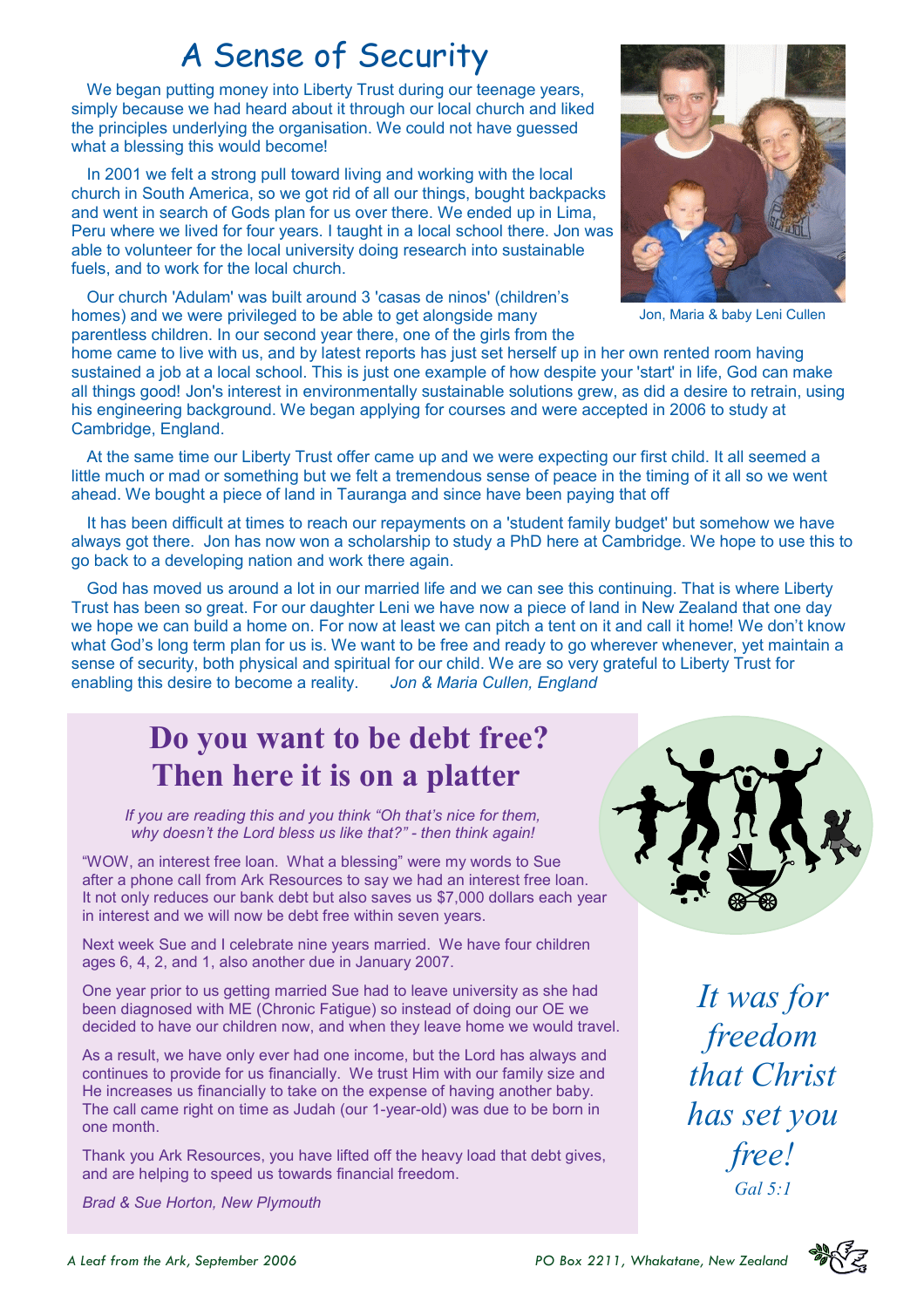# A Sense of Security

We began putting money into Liberty Trust during our teenage years, simply because we had heard about it through our local church and liked the principles underlying the organisation. We could not have guessed what a blessing this would become!

In 2001 we felt a strong pull toward living and working with the local church in South America, so we got rid of all our things, bought backpacks and went in search of Gods plan for us over there. We ended up in Lima, Peru where we lived for four years. I taught in a local school there. Jon was able to volunteer for the local university doing research into sustainable fuels, and to work for the local church.

Jon, Maria & baby Leni Cullen

Our church 'Adulam' was built around 3 'casas de ninos' (children's homes) and we were privileged to be able to get alongside many parentless children. In our second year there, one of the girls from the home came to live with us, and by latest reports has just set herself up in her own rented room having sustained a job at a local school. This is just one example of how despite your 'start' in life, God can make all things good! Jon's interest in environmentally sustainable solutions grew, as did a desire to retrain, using his engineering background. We began applying for courses and were accepted in 2006 to study at Cambridge, England.

At the same time our Liberty Trust offer came up and we were expecting our first child. It all seemed a little much or mad or something but we felt a tremendous sense of peace in the timing of it all so we went ahead. We bought a piece of land in Tauranga and since have been paying that off

It has been difficult at times to reach our repayments on a 'student family budget' but somehow we have always got there. Jon has now won a scholarship to study a PhD here at Cambridge. We hope to use this to go back to a developing nation and work there again.

God has moved us around a lot in our married life and we can see this continuing. That is where Liberty Trust has been so great. For our daughter Leni we have now a piece of land in New Zealand that one day we hope we can build a home on. For now at least we can pitch a tent on it and call it home! We don't know what God's long term plan for us is. We want to be free and ready to go wherever whenever, yet maintain a sense of security, both physical and spiritual for our child. We are so very grateful to Liberty Trust for enabling this desire to become a reality. *Jon & Maria Cullen, England*

## Do you want to be debt free? Then here it is on a platter

*If you are reading this and you think "Oh that's nice for them, why doesn't the Lord bless us like that?" - then think again!*

"WOW, an interest free loan. What a blessing" were my words to Sue after a phone call from Ark Resources to say we had an interest free loan. It not only reduces our bank debt but also saves us $7,000 dollars each year in interest and we will now be debt free within seven years.

Next week Sue and I celebrate nine years married. We have four children ages 6, 4, 2, and 1, also another due in January 2007.

One year prior to us getting married Sue had to leave university as she had been diagnosed with ME (Chronic Fatigue) so instead of doing our OE we decided to have our children now, and when they leave home we would travel.

As a result, we have only ever had one income, but the Lord has always and continues to provide for us financially. We trust Him with our family size and He increases us financially to take on the expense of having another baby. The call came right on time as Judah (our 1-year-old) was due to be born in one month.

Thank you Ark Resources, you have lifted off the heavy load that debt gives, and are helping to speed us towards financial freedom.

*Brad & Sue Horton, New Plymouth*

*It was for freedom that Christ has set you free!*
*Gal 5:1*